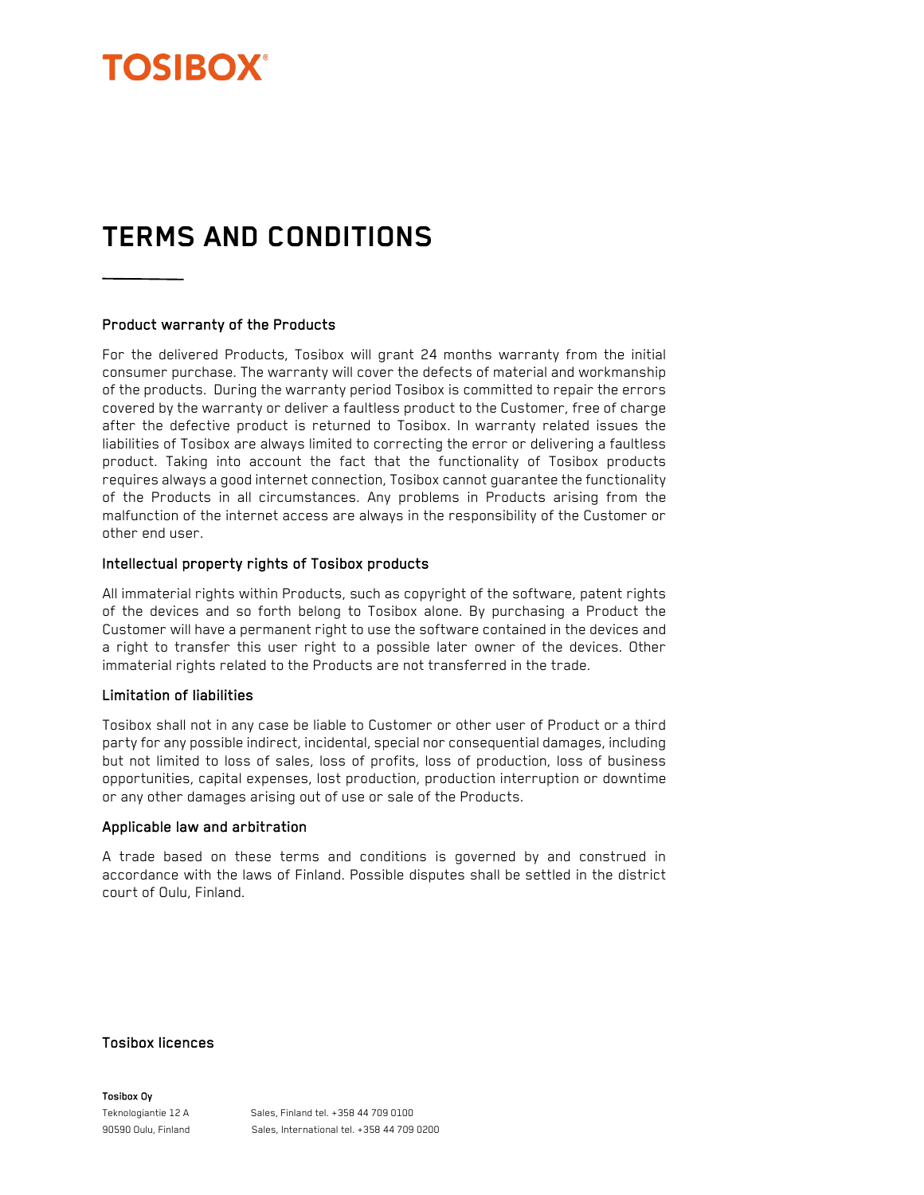TOSIBOX®

# TERMS AND CONDITIONS

### Product warranty of the Products

For the delivered Products, Tosibox will grant 24 months warranty from the initial consumer purchase. The warranty will cover the defects of material and workmanship of the products. During the warranty period Tosibox is committed to repair the errors covered by the warranty or deliver a faultless product to the Customer, free of charge after the defective product is returned to Tosibox. In warranty related issues the liabilities of Tosibox are always limited to correcting the error or delivering a faultless product. Taking into account the fact that the functionality of Tosibox products requires always a good internet connection, Tosibox cannot guarantee the functionality of the Products in all circumstances. Any problems in Products arising from the malfunction of the internet access are always in the responsibility of the Customer or other end user.

### Intellectual property rights of Tosibox products

All immaterial rights within Products, such as copyright of the software, patent rights of the devices and so forth belong to Tosibox alone. By purchasing a Product the Customer will have a permanent right to use the software contained in the devices and a right to transfer this user right to a possible later owner of the devices. Other immaterial rights related to the Products are not transferred in the trade.

### Limitation of liabilities

Tosibox shall not in any case be liable to Customer or other user of Product or a third party for any possible indirect, incidental, special nor consequential damages, including but not limited to loss of sales, loss of profits, loss of production, loss of business opportunities, capital expenses, lost production, production interruption or downtime or any other damages arising out of use or sale of the Products.

### Applicable law and arbitration

A trade based on these terms and conditions is governed by and construed in accordance with the laws of Finland. Possible disputes shall be settled in the district court of Oulu, Finland.

### Tosibox licences

**Tosibox Oy**
Teknologiantie 12 A
90590 Oulu, Finland

Sales, Finland tel. +358 44 709 0100
Sales, International tel. +358 44 709 0200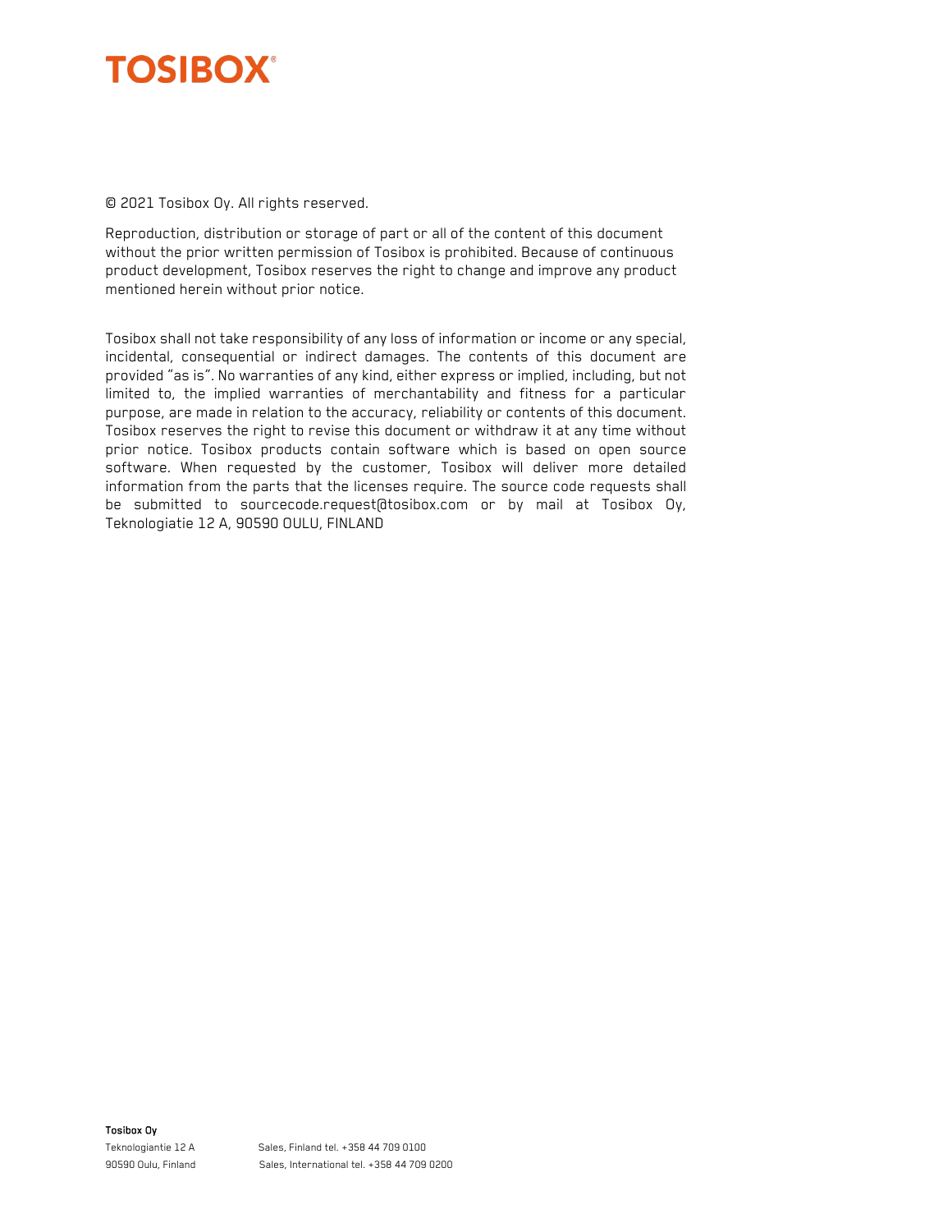# TOSIBOX®

© 2021 Tosibox Oy. All rights reserved.

Reproduction, distribution or storage of part or all of the content of this document without the prior written permission of Tosibox is prohibited. Because of continuous product development, Tosibox reserves the right to change and improve any product mentioned herein without prior notice.

Tosibox shall not take responsibility of any loss of information or income or any special, incidental, consequential or indirect damages. The contents of this document are provided "as is". No warranties of any kind, either express or implied, including, but not limited to, the implied warranties of merchantability and fitness for a particular purpose, are made in relation to the accuracy, reliability or contents of this document. Tosibox reserves the right to revise this document or withdraw it at any time without prior notice. Tosibox products contain software which is based on open source software. When requested by the customer, Tosibox will deliver more detailed information from the parts that the licenses require. The source code requests shall be submitted to sourcecode.request@tosibox.com or by mail at Tosibox Oy, Teknologiatie 12 A, 90590 OULU, FINLAND

**Tosibox Oy**

Teknologiantie 12 A
90590 Oulu, Finland

Sales, Finland tel. +358 44 709 0100
Sales, International tel. +358 44 709 0200